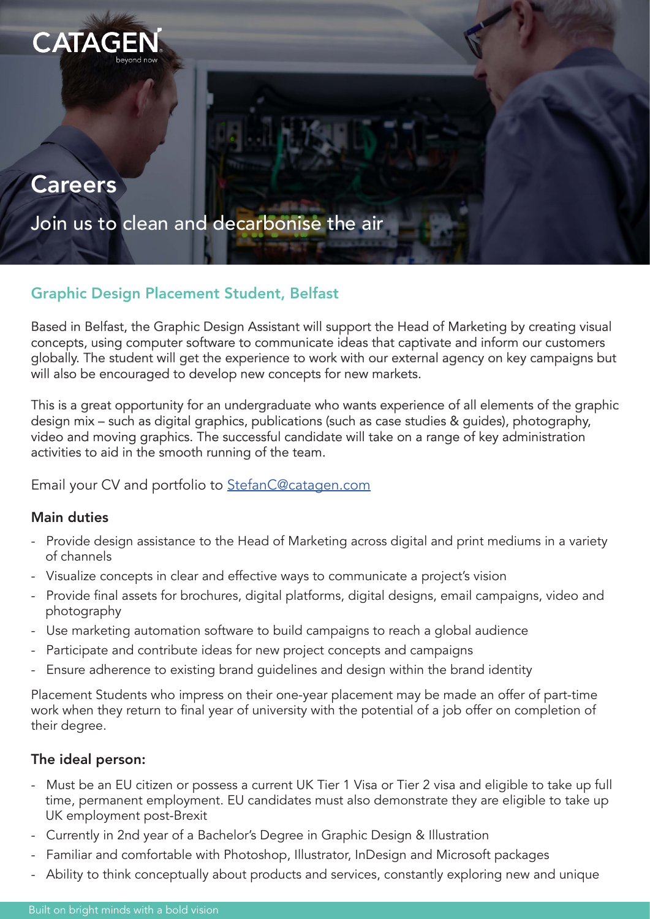CATAGEN
beyond now

# Careers

Join us to clean and decarbonise the air

## Graphic Design Placement Student, Belfast

Based in Belfast, the Graphic Design Assistant will support the Head of Marketing by creating visual concepts, using computer software to communicate ideas that captivate and inform our customers globally. The student will get the experience to work with our external agency on key campaigns but will also be encouraged to develop new concepts for new markets.

This is a great opportunity for an undergraduate who wants experience of all elements of the graphic design mix – such as digital graphics, publications (such as case studies & guides), photography, video and moving graphics. The successful candidate will take on a range of key administration activities to aid in the smooth running of the team.

Email your CV and portfolio to [StefanC@catagen.com](mailto:StefanC@catagen.com)

### Main duties

- Provide design assistance to the Head of Marketing across digital and print mediums in a variety of channels
- Visualize concepts in clear and effective ways to communicate a project's vision
- Provide final assets for brochures, digital platforms, digital designs, email campaigns, video and photography
- Use marketing automation software to build campaigns to reach a global audience
- Participate and contribute ideas for new project concepts and campaigns
- Ensure adherence to existing brand guidelines and design within the brand identity

Placement Students who impress on their one-year placement may be made an offer of part-time work when they return to final year of university with the potential of a job offer on completion of their degree.

### The ideal person:

- Must be an EU citizen or possess a current UK Tier 1 Visa or Tier 2 visa and eligible to take up full time, permanent employment. EU candidates must also demonstrate they are eligible to take up UK employment post-Brexit
- Currently in 2nd year of a Bachelor's Degree in Graphic Design & Illustration
- Familiar and comfortable with Photoshop, Illustrator, InDesign and Microsoft packages
- Ability to think conceptually about products and services, constantly exploring new and unique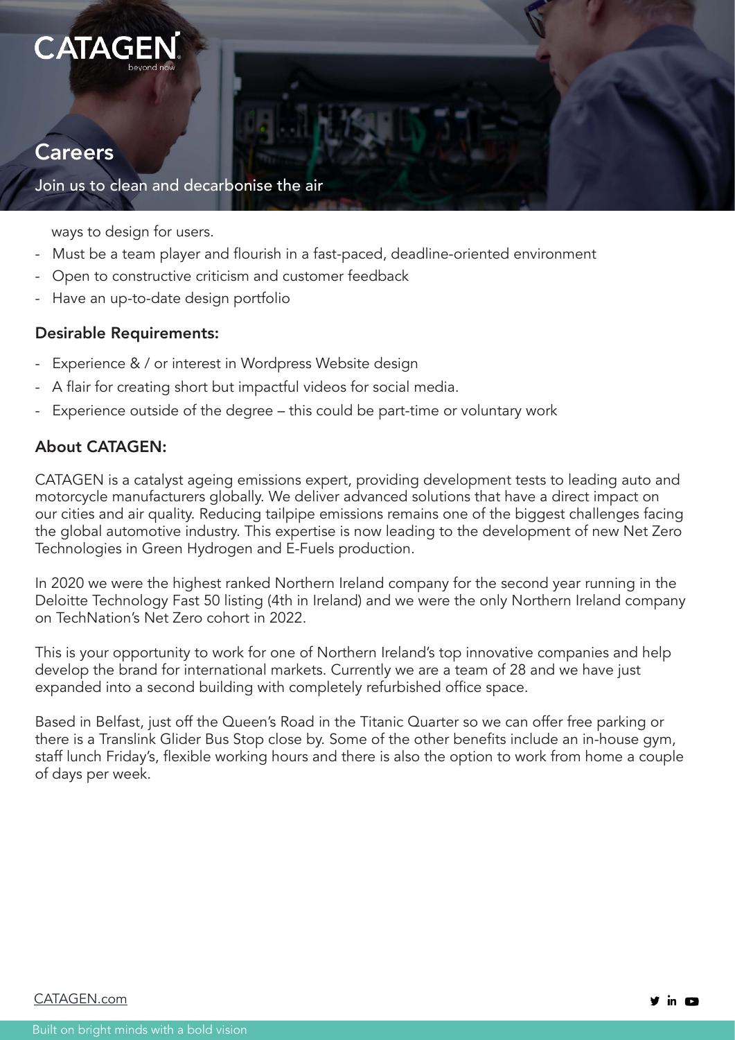ways to design for users.

- Must be a team player and flourish in a fast-paced, deadline-oriented environment
- Open to constructive criticism and customer feedback
- Have an up-to-date design portfolio

### Desirable Requirements:

- Experience & / or interest in Wordpress Website design
- A flair for creating short but impactful videos for social media.
- Experience outside of the degree – this could be part-time or voluntary work

### About CATAGEN:

CATAGEN is a catalyst ageing emissions expert, providing development tests to leading auto and motorcycle manufacturers globally. We deliver advanced solutions that have a direct impact on our cities and air quality. Reducing tailpipe emissions remains one of the biggest challenges facing the global automotive industry. This expertise is now leading to the development of new Net Zero Technologies in Green Hydrogen and E-Fuels production.

In 2020 we were the highest ranked Northern Ireland company for the second year running in the Deloitte Technology Fast 50 listing (4th in Ireland) and we were the only Northern Ireland company on TechNation's Net Zero cohort in 2022.

This is your opportunity to work for one of Northern Ireland's top innovative companies and help develop the brand for international markets. Currently we are a team of 28 and we have just expanded into a second building with completely refurbished office space.

Based in Belfast, just off the Queen's Road in the Titanic Quarter so we can offer free parking or there is a Translink Glider Bus Stop close by. Some of the other benefits include an in-house gym, staff lunch Friday's, flexible working hours and there is also the option to work from home a couple of days per week.

CATAGEN.com